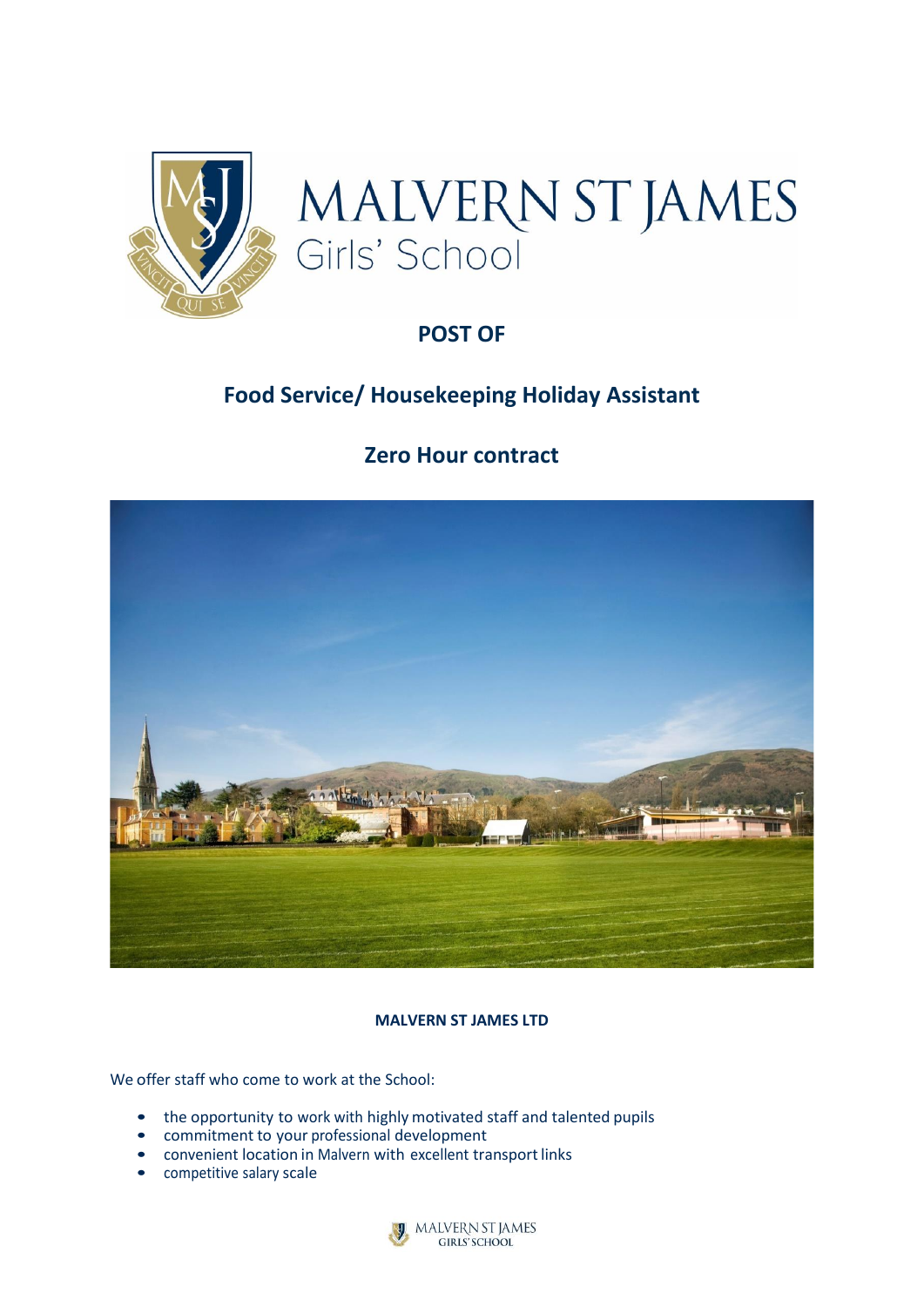# MALVERN ST JAMES
## Girls' School

**POST OF**

## Food Service/ Housekeeping Holiday Assistant

## Zero Hour contract

**MALVERN ST JAMES LTD**

We offer staff who come to work at the School:

- the opportunity to work with highly motivated staff and talented pupils
- commitment to your professional development
- convenient location in Malvern with excellent transport links
- competitive salary scale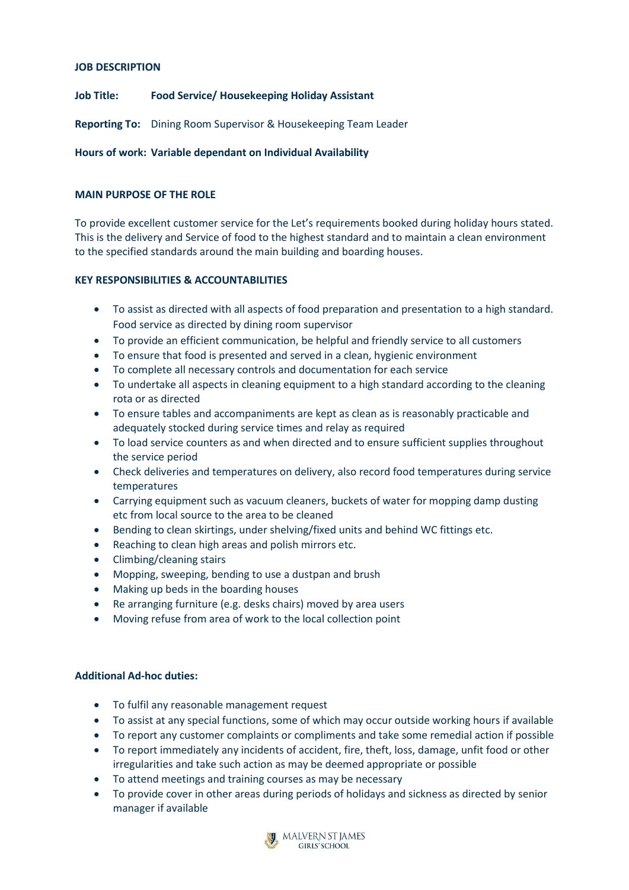**JOB DESCRIPTION**

**Job Title:** **Food Service/ Housekeeping Holiday Assistant**

**Reporting To:** Dining Room Supervisor & Housekeeping Team Leader

**Hours of work: Variable dependant on Individual Availability**

**MAIN PURPOSE OF THE ROLE**

To provide excellent customer service for the Let's requirements booked during holiday hours stated. This is the delivery and Service of food to the highest standard and to maintain a clean environment to the specified standards around the main building and boarding houses.

**KEY RESPONSIBILITIES & ACCOUNTABILITIES**

- To assist as directed with all aspects of food preparation and presentation to a high standard. Food service as directed by dining room supervisor
- To provide an efficient communication, be helpful and friendly service to all customers
- To ensure that food is presented and served in a clean, hygienic environment
- To complete all necessary controls and documentation for each service
- To undertake all aspects in cleaning equipment to a high standard according to the cleaning rota or as directed
- To ensure tables and accompaniments are kept as clean as is reasonably practicable and adequately stocked during service times and relay as required
- To load service counters as and when directed and to ensure sufficient supplies throughout the service period
- Check deliveries and temperatures on delivery, also record food temperatures during service temperatures
- Carrying equipment such as vacuum cleaners, buckets of water for mopping damp dusting etc from local source to the area to be cleaned
- Bending to clean skirtings, under shelving/fixed units and behind WC fittings etc.
- Reaching to clean high areas and polish mirrors etc.
- Climbing/cleaning stairs
- Mopping, sweeping, bending to use a dustpan and brush
- Making up beds in the boarding houses
- Re arranging furniture (e.g. desks chairs) moved by area users
- Moving refuse from area of work to the local collection point

**Additional Ad-hoc duties:**

- To fulfil any reasonable management request
- To assist at any special functions, some of which may occur outside working hours if available
- To report any customer complaints or compliments and take some remedial action if possible
- To report immediately any incidents of accident, fire, theft, loss, damage, unfit food or other irregularities and take such action as may be deemed appropriate or possible
- To attend meetings and training courses as may be necessary
- To provide cover in other areas during periods of holidays and sickness as directed by senior manager if available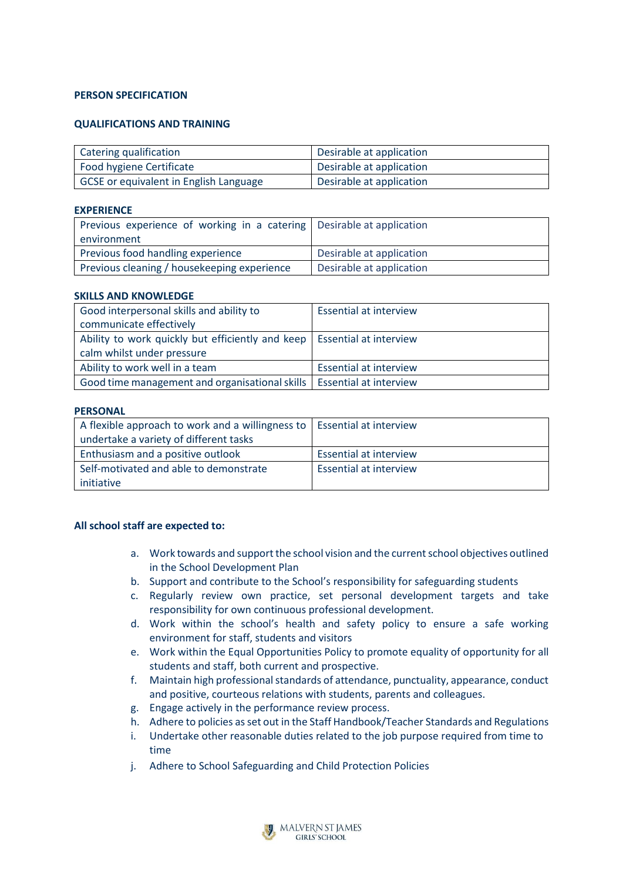**PERSON SPECIFICATION**

**QUALIFICATIONS AND TRAINING**

| | |
|---|---|
| Catering qualification | Desirable at application |
| Food hygiene Certificate | Desirable at application |
| GCSE or equivalent in English Language | Desirable at application |

**EXPERIENCE**

| | |
|---|---|
| Previous experience of working in a catering environment | Desirable at application |
| Previous food handling experience | Desirable at application |
| Previous cleaning / housekeeping experience | Desirable at application |

**SKILLS AND KNOWLEDGE**

| | |
|---|---|
| Good interpersonal skills and ability to communicate effectively | Essential at interview |
| Ability to work quickly but efficiently and keep calm whilst under pressure | Essential at interview |
| Ability to work well in a team | Essential at interview |
| Good time management and organisational skills | Essential at interview |

**PERSONAL**

| | |
|---|---|
| A flexible approach to work and a willingness to undertake a variety of different tasks | Essential at interview |
| Enthusiasm and a positive outlook | Essential at interview |
| Self-motivated and able to demonstrate initiative | Essential at interview |

**All school staff are expected to:**

a. Work towards and support the school vision and the current school objectives outlined in the School Development Plan
b. Support and contribute to the School's responsibility for safeguarding students
c. Regularly review own practice, set personal development targets and take responsibility for own continuous professional development.
d. Work within the school's health and safety policy to ensure a safe working environment for staff, students and visitors
e. Work within the Equal Opportunities Policy to promote equality of opportunity for all students and staff, both current and prospective.
f. Maintain high professional standards of attendance, punctuality, appearance, conduct and positive, courteous relations with students, parents and colleagues.
g. Engage actively in the performance review process.
h. Adhere to policies as set out in the Staff Handbook/Teacher Standards and Regulations
i. Undertake other reasonable duties related to the job purpose required from time to time
j. Adhere to School Safeguarding and Child Protection Policies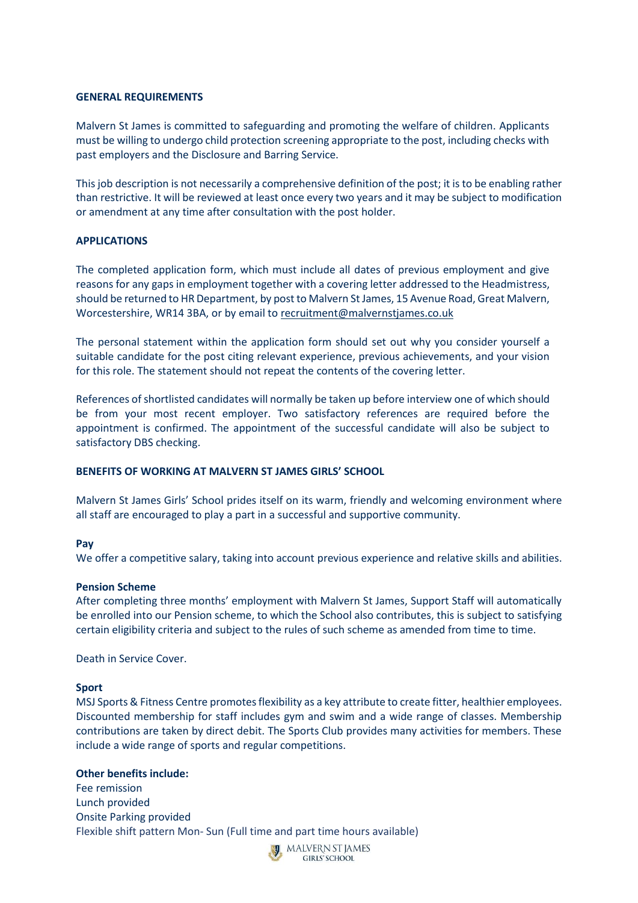## GENERAL REQUIREMENTS

Malvern St James is committed to safeguarding and promoting the welfare of children. Applicants must be willing to undergo child protection screening appropriate to the post, including checks with past employers and the Disclosure and Barring Service.

This job description is not necessarily a comprehensive definition of the post; it is to be enabling rather than restrictive. It will be reviewed at least once every two years and it may be subject to modification or amendment at any time after consultation with the post holder.

## APPLICATIONS

The completed application form, which must include all dates of previous employment and give reasons for any gaps in employment together with a covering letter addressed to the Headmistress, should be returned to HR Department, by post to Malvern St James, 15 Avenue Road, Great Malvern, Worcestershire, WR14 3BA, or by email to recruitment@malvernstjames.co.uk

The personal statement within the application form should set out why you consider yourself a suitable candidate for the post citing relevant experience, previous achievements, and your vision for this role. The statement should not repeat the contents of the covering letter.

References of shortlisted candidates will normally be taken up before interview one of which should be from your most recent employer. Two satisfactory references are required before the appointment is confirmed. The appointment of the successful candidate will also be subject to satisfactory DBS checking.

## BENEFITS OF WORKING AT MALVERN ST JAMES GIRLS' SCHOOL

Malvern St James Girls' School prides itself on its warm, friendly and welcoming environment where all staff are encouraged to play a part in a successful and supportive community.

**Pay**
We offer a competitive salary, taking into account previous experience and relative skills and abilities.

**Pension Scheme**
After completing three months' employment with Malvern St James, Support Staff will automatically be enrolled into our Pension scheme, to which the School also contributes, this is subject to satisfying certain eligibility criteria and subject to the rules of such scheme as amended from time to time.

Death in Service Cover.

**Sport**
MSJ Sports & Fitness Centre promotes flexibility as a key attribute to create fitter, healthier employees. Discounted membership for staff includes gym and swim and a wide range of classes. Membership contributions are taken by direct debit. The Sports Club provides many activities for members. These include a wide range of sports and regular competitions.

**Other benefits include:**
Fee remission
Lunch provided
Onsite Parking provided
Flexible shift pattern Mon- Sun (Full time and part time hours available)